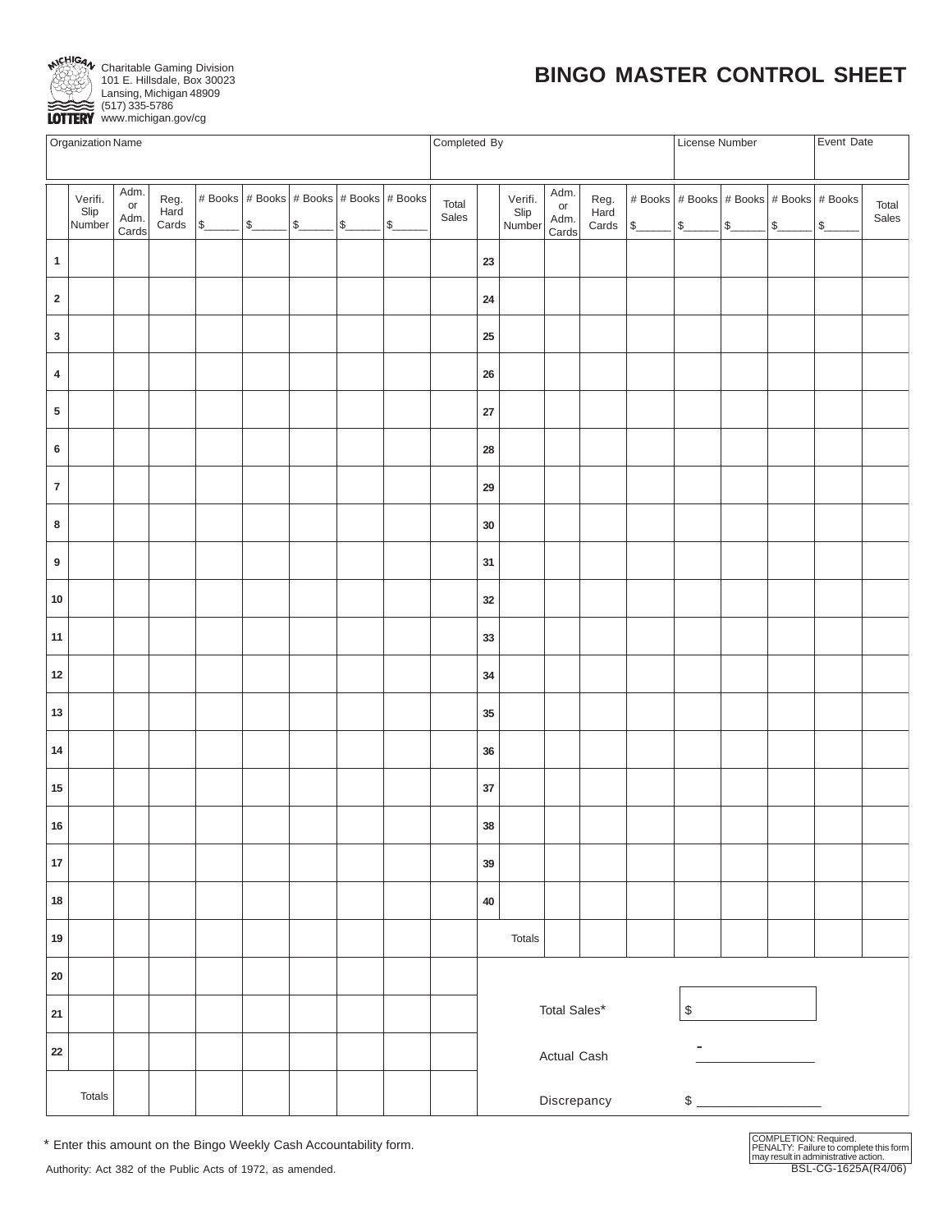Charitable Gaming Division
101 E. Hillsdale, Box 30023
Lansing, Michigan 48909
(517) 335-5786
www.michigan.gov/cg

# BINGO MASTER CONTROL SHEET

| Organization Name | Completed By | License Number | Event Date |
|---|---|---|---|
| | | | |

| | Verifi. Slip Number | Adm. or Adm. Cards | Reg. Hard Cards | # Books $_____ | # Books $_____ | # Books $_____ | # Books $_____ | # Books $_____ | Total Sales | | Verifi. Slip Number | Adm. or Adm. Cards | Reg. Hard Cards | # Books $_____ | # Books $_____ | # Books $_____ | # Books $_____ | # Books $_____ | Total Sales |
|---|---|---|---|---|---|---|---|---|---|---|---|---|---|---|---|---|---|---|---|
| 1 | | | | | | | | | | 23 | | | | | | | | | |
| 2 | | | | | | | | | | 24 | | | | | | | | | |
| 3 | | | | | | | | | | 25 | | | | | | | | | |
| 4 | | | | | | | | | | 26 | | | | | | | | | |
| 5 | | | | | | | | | | 27 | | | | | | | | | |
| 6 | | | | | | | | | | 28 | | | | | | | | | |
| 7 | | | | | | | | | | 29 | | | | | | | | | |
| 8 | | | | | | | | | | 30 | | | | | | | | | |
| 9 | | | | | | | | | | 31 | | | | | | | | | |
| 10 | | | | | | | | | | 32 | | | | | | | | | |
| 11 | | | | | | | | | | 33 | | | | | | | | | |
| 12 | | | | | | | | | | 34 | | | | | | | | | |
| 13 | | | | | | | | | | 35 | | | | | | | | | |
| 14 | | | | | | | | | | 36 | | | | | | | | | |
| 15 | | | | | | | | | | 37 | | | | | | | | | |
| 16 | | | | | | | | | | 38 | | | | | | | | | |
| 17 | | | | | | | | | | 39 | | | | | | | | | |
| 18 | | | | | | | | | | 40 | | | | | | | | | |
| 19 | | | | | | | | | | | Totals | | | | | | | | |
| 20 | | | | | | | | | | | | | | | | | | | |
| 21 | | | | | | | | | | | | | | | | | | | |
| 22 | | | | | | | | | | | | | | | | | | | |
| | Totals | | | | | | | | | | | | | | | | | | |

Total Sales* $ ____________

Actual Cash - ____________

Discrepancy $ ____________

\* Enter this amount on the Bingo Weekly Cash Accountability form.

Authority: Act 382 of the Public Acts of 1972, as amended.

COMPLETION: Required.
PENALTY: Failure to complete this form may result in administrative action.

BSL-CG-1625A(R4/06)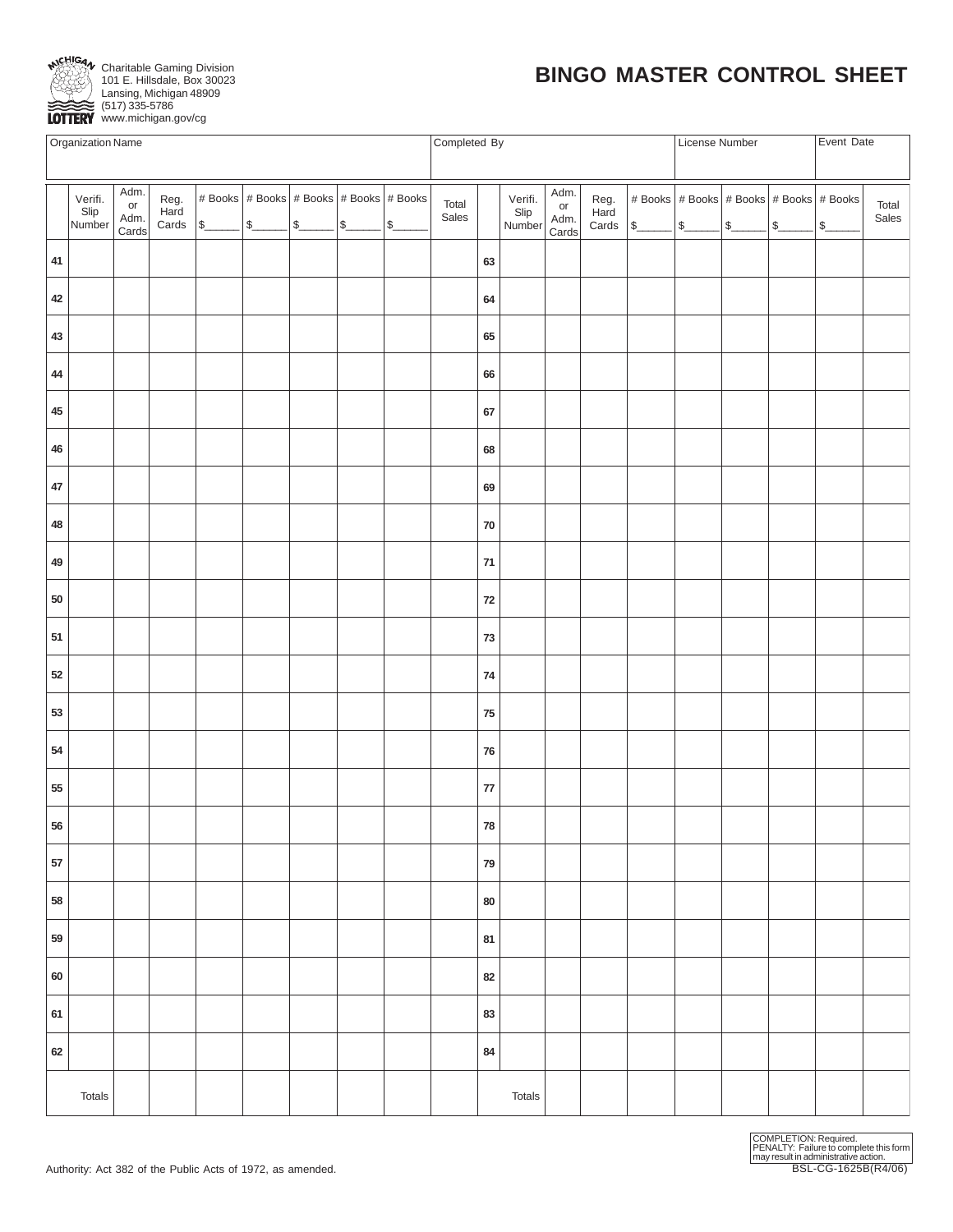Charitable Gaming Division
101 E. Hillsdale, Box 30023
Lansing, Michigan 48909
(517) 335-5786
www.michigan.gov/cg

# BINGO MASTER CONTROL SHEET

| Organization Name | Completed By | License Number | Event Date |
|---|---|---|---|
| | | | |

| | Verifi. Slip Number | Adm. or Adm. Cards | Reg. Hard Cards | # Books $_____ | # Books $_____ | # Books $_____ | # Books $_____ | # Books $_____ | Total Sales | | Verifi. Slip Number | Adm. or Adm. Cards | Reg. Hard Cards | # Books $_____ | # Books $_____ | # Books $_____ | # Books $_____ | # Books $_____ | Total Sales |
|---|---|---|---|---|---|---|---|---|---|---|---|---|---|---|---|---|---|---|---|
| 41 | | | | | | | | | | 63 | | | | | | | | | |
| 42 | | | | | | | | | | 64 | | | | | | | | | |
| 43 | | | | | | | | | | 65 | | | | | | | | | |
| 44 | | | | | | | | | | 66 | | | | | | | | | |
| 45 | | | | | | | | | | 67 | | | | | | | | | |
| 46 | | | | | | | | | | 68 | | | | | | | | | |
| 47 | | | | | | | | | | 69 | | | | | | | | | |
| 48 | | | | | | | | | | 70 | | | | | | | | | |
| 49 | | | | | | | | | | 71 | | | | | | | | | |
| 50 | | | | | | | | | | 72 | | | | | | | | | |
| 51 | | | | | | | | | | 73 | | | | | | | | | |
| 52 | | | | | | | | | | 74 | | | | | | | | | |
| 53 | | | | | | | | | | 75 | | | | | | | | | |
| 54 | | | | | | | | | | 76 | | | | | | | | | |
| 55 | | | | | | | | | | 77 | | | | | | | | | |
| 56 | | | | | | | | | | 78 | | | | | | | | | |
| 57 | | | | | | | | | | 79 | | | | | | | | | |
| 58 | | | | | | | | | | 80 | | | | | | | | | |
| 59 | | | | | | | | | | 81 | | | | | | | | | |
| 60 | | | | | | | | | | 82 | | | | | | | | | |
| 61 | | | | | | | | | | 83 | | | | | | | | | |
| 62 | | | | | | | | | | 84 | | | | | | | | | |
| | Totals | | | | | | | | | | Totals | | | | | | | | |

Authority: Act 382 of the Public Acts of 1972, as amended.

COMPLETION: Required.
PENALTY: Failure to complete this form may result in administrative action.

BSL-CG-1625B(R4/06)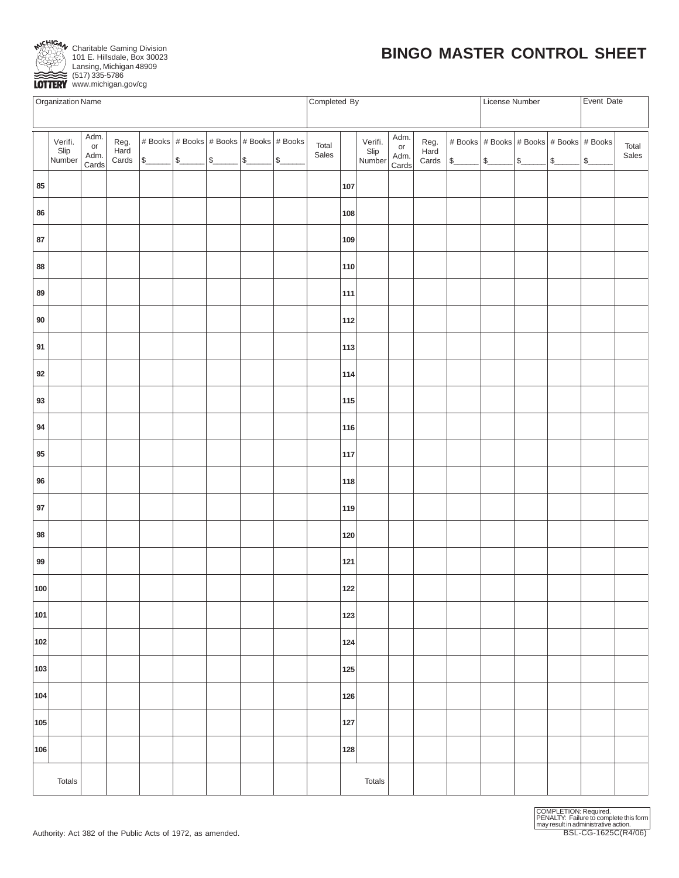Charitable Gaming Division
101 E. Hillsdale, Box 30023
Lansing, Michigan 48909
(517) 335-5786
www.michigan.gov/cg

# BINGO MASTER CONTROL SHEET

| Organization Name | Completed By | License Number | Event Date |
|---|---|---|---|
| | | | |

| | Verifi. Slip Number | Adm. or Adm. Cards | Reg. Hard Cards | # Books $_____ | # Books $_____ | # Books $_____ | # Books $_____ | # Books $_____ | Total Sales | | Verifi. Slip Number | Adm. or Adm. Cards | Reg. Hard Cards | # Books $_____ | # Books $_____ | # Books $_____ | # Books $_____ | # Books $_____ | Total Sales |
|---|---|---|---|---|---|---|---|---|---|---|---|---|---|---|---|---|---|---|---|
| 85 | | | | | | | | | | 107 | | | | | | | | | |
| 86 | | | | | | | | | | 108 | | | | | | | | | |
| 87 | | | | | | | | | | 109 | | | | | | | | | |
| 88 | | | | | | | | | | 110 | | | | | | | | | |
| 89 | | | | | | | | | | 111 | | | | | | | | | |
| 90 | | | | | | | | | | 112 | | | | | | | | | |
| 91 | | | | | | | | | | 113 | | | | | | | | | |
| 92 | | | | | | | | | | 114 | | | | | | | | | |
| 93 | | | | | | | | | | 115 | | | | | | | | | |
| 94 | | | | | | | | | | 116 | | | | | | | | | |
| 95 | | | | | | | | | | 117 | | | | | | | | | |
| 96 | | | | | | | | | | 118 | | | | | | | | | |
| 97 | | | | | | | | | | 119 | | | | | | | | | |
| 98 | | | | | | | | | | 120 | | | | | | | | | |
| 99 | | | | | | | | | | 121 | | | | | | | | | |
| 100 | | | | | | | | | | 122 | | | | | | | | | |
| 101 | | | | | | | | | | 123 | | | | | | | | | |
| 102 | | | | | | | | | | 124 | | | | | | | | | |
| 103 | | | | | | | | | | 125 | | | | | | | | | |
| 104 | | | | | | | | | | 126 | | | | | | | | | |
| 105 | | | | | | | | | | 127 | | | | | | | | | |
| 106 | | | | | | | | | | 128 | | | | | | | | | |
| Totals | | | | | | | | | | Totals | | | | | | | | | |

Authority: Act 382 of the Public Acts of 1972, as amended.

COMPLETION: Required.
PENALTY: Failure to complete this form may result in administrative action.

BSL-CG-1625C(R4/06)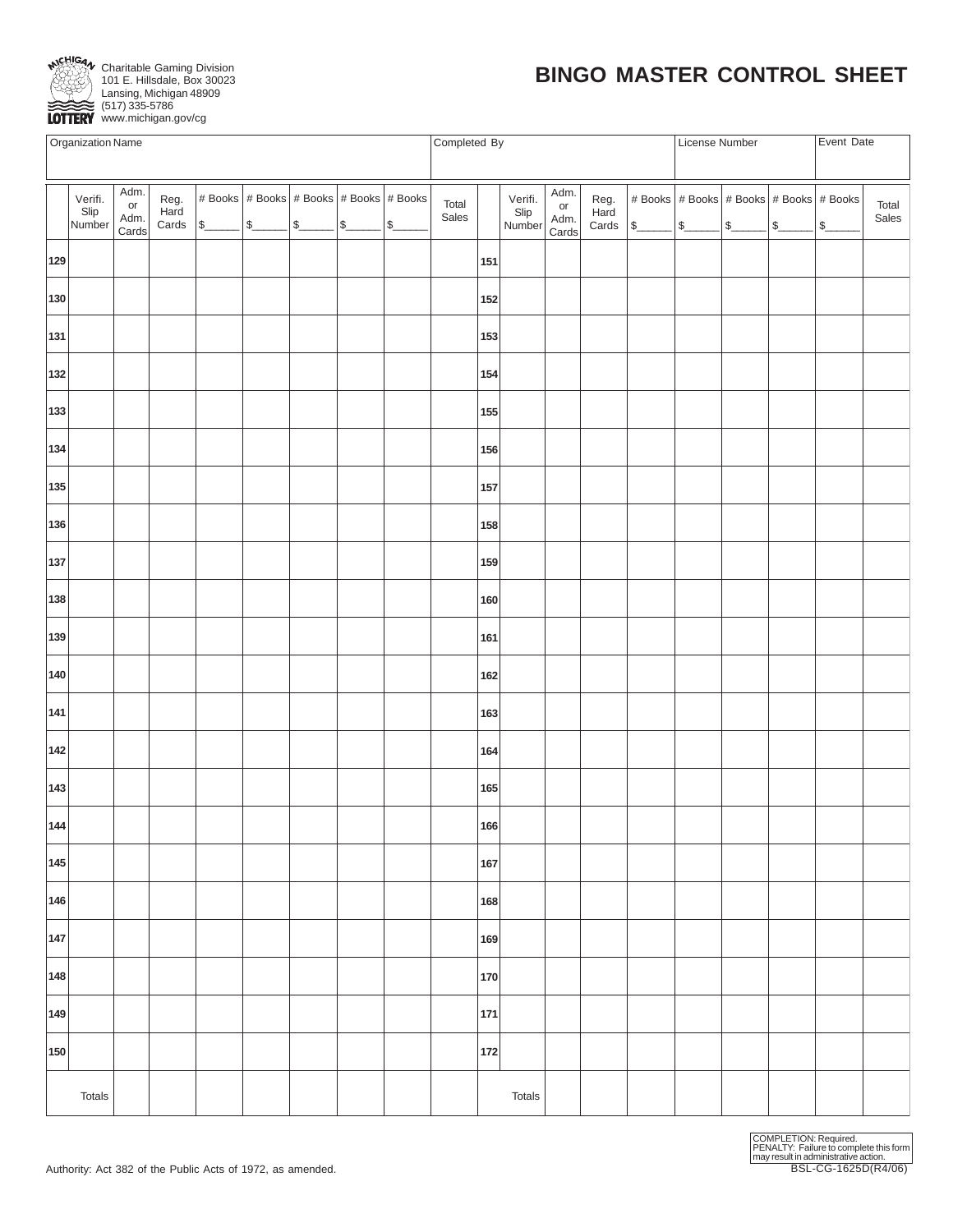Charitable Gaming Division
101 E. Hillsdale, Box 30023
Lansing, Michigan 48909
(517) 335-5786
www.michigan.gov/cg

# BINGO MASTER CONTROL SHEET

| Organization Name | Completed By | License Number | Event Date |
|---|---|---|---|
| | | | |

| | Verifi. Slip Number | Adm. or Adm. Cards | Reg. Hard Cards | # Books $_____ | # Books $_____ | # Books $_____ | # Books $_____ | # Books $_____ | Total Sales | | Verifi. Slip Number | Adm. or Adm. Cards | Reg. Hard Cards | # Books $_____ | # Books $_____ | # Books $_____ | # Books $_____ | # Books $_____ | Total Sales |
|---|---|---|---|---|---|---|---|---|---|---|---|---|---|---|---|---|---|---|---|
| **129** | | | | | | | | | | **151** | | | | | | | | | |
| **130** | | | | | | | | | | **152** | | | | | | | | | |
| **131** | | | | | | | | | | **153** | | | | | | | | | |
| **132** | | | | | | | | | | **154** | | | | | | | | | |
| **133** | | | | | | | | | | **155** | | | | | | | | | |
| **134** | | | | | | | | | | **156** | | | | | | | | | |
| **135** | | | | | | | | | | **157** | | | | | | | | | |
| **136** | | | | | | | | | | **158** | | | | | | | | | |
| **137** | | | | | | | | | | **159** | | | | | | | | | |
| **138** | | | | | | | | | | **160** | | | | | | | | | |
| **139** | | | | | | | | | | **161** | | | | | | | | | |
| **140** | | | | | | | | | | **162** | | | | | | | | | |
| **141** | | | | | | | | | | **163** | | | | | | | | | |
| **142** | | | | | | | | | | **164** | | | | | | | | | |
| **143** | | | | | | | | | | **165** | | | | | | | | | |
| **144** | | | | | | | | | | **166** | | | | | | | | | |
| **145** | | | | | | | | | | **167** | | | | | | | | | |
| **146** | | | | | | | | | | **168** | | | | | | | | | |
| **147** | | | | | | | | | | **169** | | | | | | | | | |
| **148** | | | | | | | | | | **170** | | | | | | | | | |
| **149** | | | | | | | | | | **171** | | | | | | | | | |
| **150** | | | | | | | | | | **172** | | | | | | | | | |
| Totals | | | | | | | | | | Totals | | | | | | | | | |

Authority: Act 382 of the Public Acts of 1972, as amended.

COMPLETION: Required.
PENALTY: Failure to complete this form may result in administrative action.

BSL-CG-1625D(R4/06)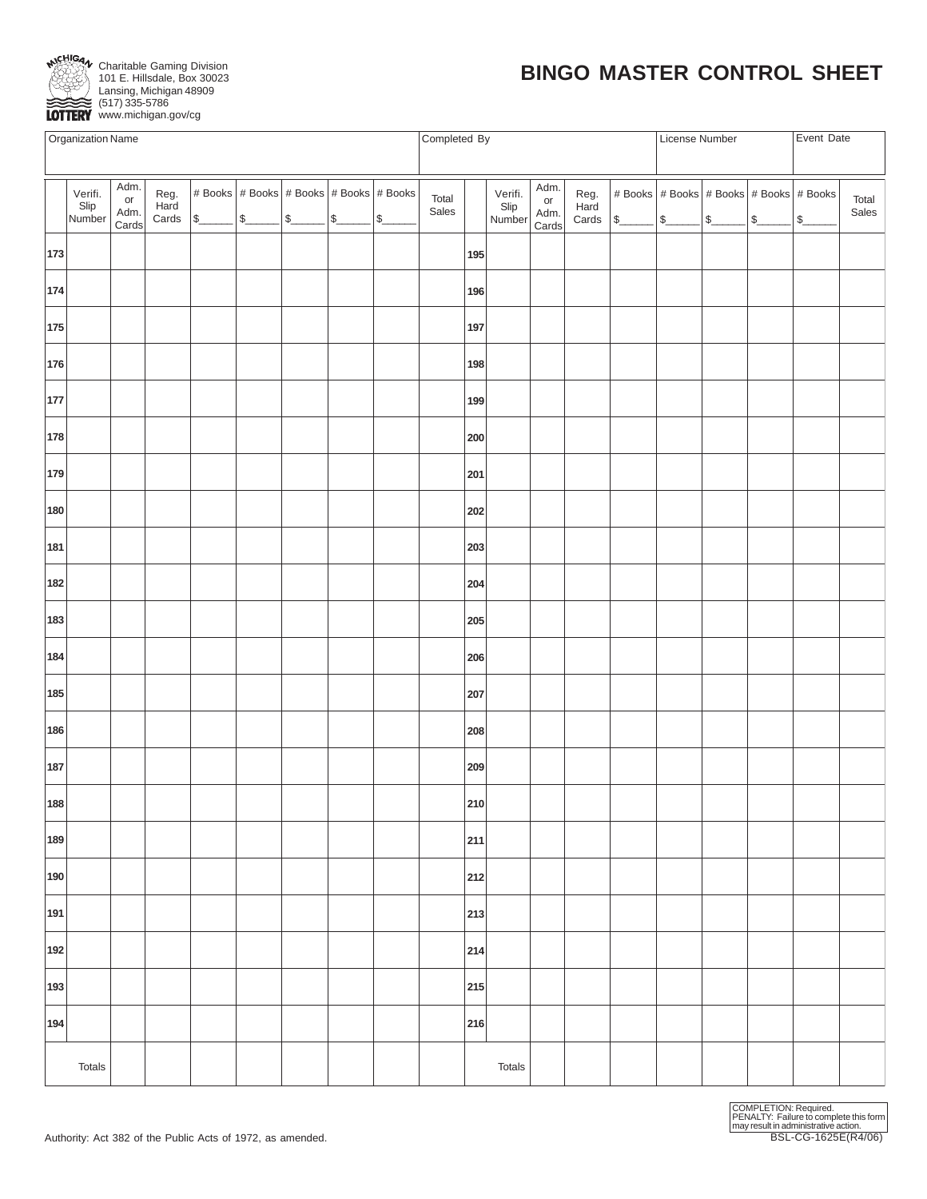Charitable Gaming Division
101 E. Hillsdale, Box 30023
Lansing, Michigan 48909
(517) 335-5786
www.michigan.gov/cg

# BINGO MASTER CONTROL SHEET

| Organization Name | Completed By | License Number | Event Date |
|---|---|---|---|
| | | | |

| | Verifi. Slip Number | Adm. or Adm. Cards | Reg. Hard Cards | # Books $\_\_\_\_\_ | # Books $\_\_\_\_\_ | # Books $\_\_\_\_\_ | # Books $\_\_\_\_\_ | # Books $\_\_\_\_\_ | Total Sales | | Verifi. Slip Number | Adm. or Adm. Cards | Reg. Hard Cards | # Books $\_\_\_\_\_ | # Books $\_\_\_\_\_ | # Books $\_\_\_\_\_ | # Books $\_\_\_\_\_ | # Books $\_\_\_\_\_ | Total Sales |
|---|---|---|---|---|---|---|---|---|---|---|---|---|---|---|---|---|---|---|---|
| 173 | | | | | | | | | | 195 | | | | | | | | | |
| 174 | | | | | | | | | | 196 | | | | | | | | | |
| 175 | | | | | | | | | | 197 | | | | | | | | | |
| 176 | | | | | | | | | | 198 | | | | | | | | | |
| 177 | | | | | | | | | | 199 | | | | | | | | | |
| 178 | | | | | | | | | | 200 | | | | | | | | | |
| 179 | | | | | | | | | | 201 | | | | | | | | | |
| 180 | | | | | | | | | | 202 | | | | | | | | | |
| 181 | | | | | | | | | | 203 | | | | | | | | | |
| 182 | | | | | | | | | | 204 | | | | | | | | | |
| 183 | | | | | | | | | | 205 | | | | | | | | | |
| 184 | | | | | | | | | | 206 | | | | | | | | | |
| 185 | | | | | | | | | | 207 | | | | | | | | | |
| 186 | | | | | | | | | | 208 | | | | | | | | | |
| 187 | | | | | | | | | | 209 | | | | | | | | | |
| 188 | | | | | | | | | | 210 | | | | | | | | | |
| 189 | | | | | | | | | | 211 | | | | | | | | | |
| 190 | | | | | | | | | | 212 | | | | | | | | | |
| 191 | | | | | | | | | | 213 | | | | | | | | | |
| 192 | | | | | | | | | | 214 | | | | | | | | | |
| 193 | | | | | | | | | | 215 | | | | | | | | | |
| 194 | | | | | | | | | | 216 | | | | | | | | | |
| Totals | | | | | | | | | | Totals | | | | | | | | | |

Authority: Act 382 of the Public Acts of 1972, as amended.

COMPLETION: Required.
PENALTY: Failure to complete this form may result in administrative action.

BSL-CG-1625E(R4/06)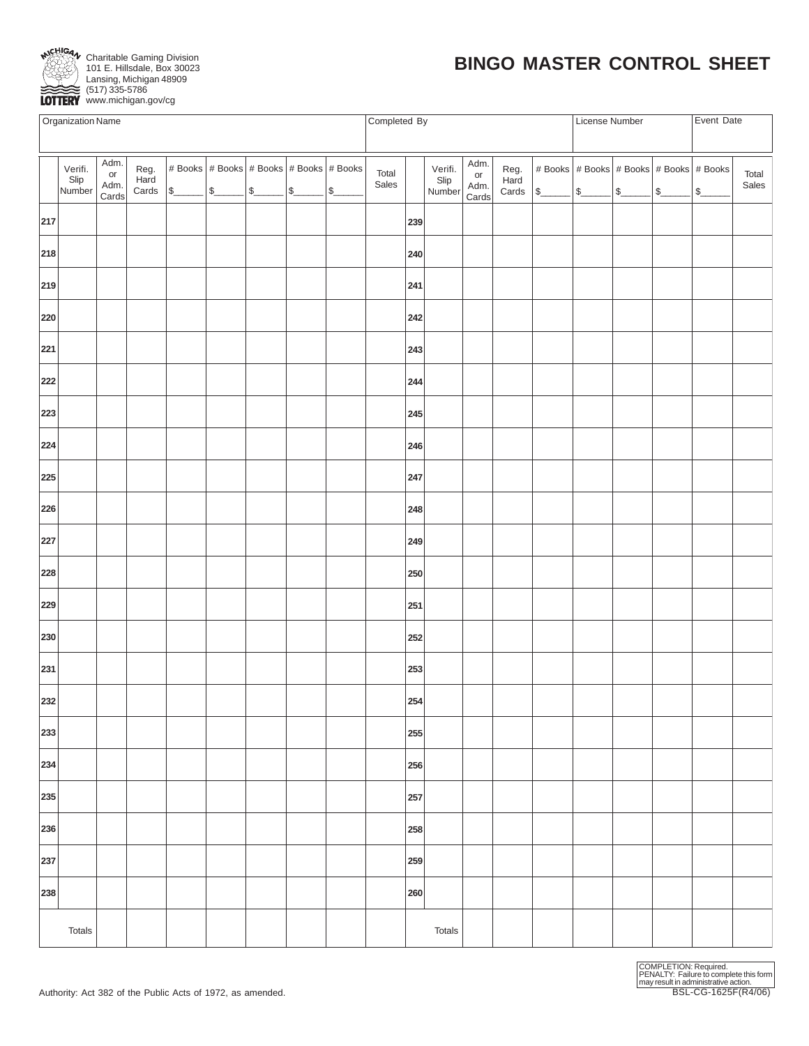MICHIGAN LOTTERY

Charitable Gaming Division
101 E. Hillsdale, Box 30023
Lansing, Michigan 48909
(517) 335-5786
www.michigan.gov/cg

# BINGO MASTER CONTROL SHEET

| Organization Name | Completed By | License Number | Event Date |
|---|---|---|---|
| | | | |

| | Verifi. Slip Number | Adm. or Adm. Cards | Reg. Hard Cards | # Books $_____ | # Books $_____ | # Books $_____ | # Books $_____ | # Books $_____ | Total Sales | | Verifi. Slip Number | Adm. or Adm. Cards | Reg. Hard Cards | # Books $_____ | # Books $_____ | # Books $_____ | # Books $_____ | # Books $_____ | Total Sales |
|---|---|---|---|---|---|---|---|---|---|---|---|---|---|---|---|---|---|---|---|
| 217 | | | | | | | | | | 239 | | | | | | | | | |
| 218 | | | | | | | | | | 240 | | | | | | | | | |
| 219 | | | | | | | | | | 241 | | | | | | | | | |
| 220 | | | | | | | | | | 242 | | | | | | | | | |
| 221 | | | | | | | | | | 243 | | | | | | | | | |
| 222 | | | | | | | | | | 244 | | | | | | | | | |
| 223 | | | | | | | | | | 245 | | | | | | | | | |
| 224 | | | | | | | | | | 246 | | | | | | | | | |
| 225 | | | | | | | | | | 247 | | | | | | | | | |
| 226 | | | | | | | | | | 248 | | | | | | | | | |
| 227 | | | | | | | | | | 249 | | | | | | | | | |
| 228 | | | | | | | | | | 250 | | | | | | | | | |
| 229 | | | | | | | | | | 251 | | | | | | | | | |
| 230 | | | | | | | | | | 252 | | | | | | | | | |
| 231 | | | | | | | | | | 253 | | | | | | | | | |
| 232 | | | | | | | | | | 254 | | | | | | | | | |
| 233 | | | | | | | | | | 255 | | | | | | | | | |
| 234 | | | | | | | | | | 256 | | | | | | | | | |
| 235 | | | | | | | | | | 257 | | | | | | | | | |
| 236 | | | | | | | | | | 258 | | | | | | | | | |
| 237 | | | | | | | | | | 259 | | | | | | | | | |
| 238 | | | | | | | | | | 260 | | | | | | | | | |
| Totals | | | | | | | | | | Totals | | | | | | | | | |

Authority: Act 382 of the Public Acts of 1972, as amended.

COMPLETION: Required.
PENALTY: Failure to complete this form may result in administrative action.

BSL-CG-1625F(R4/06)